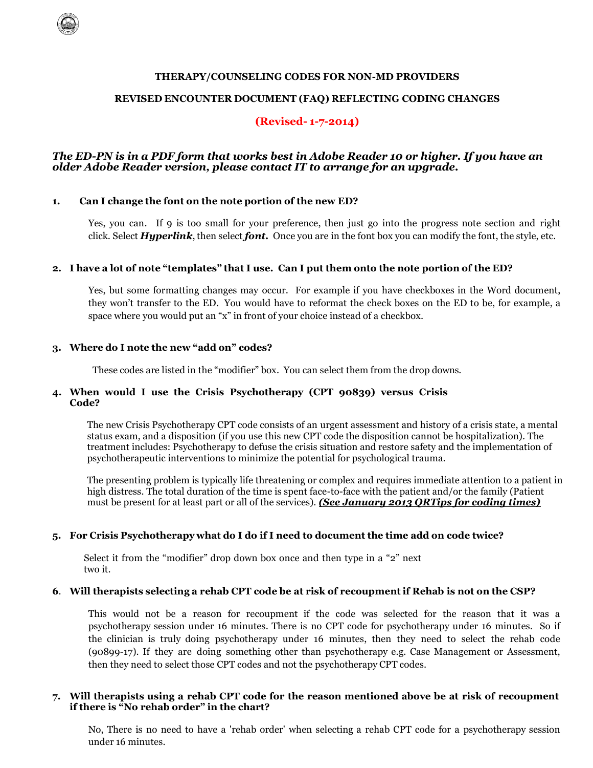## THERAPY/COUNSELING CODES FOR NON-MD PROVIDERS

## REVISED ENCOUNTER DOCUMENT (FAQ) REFLECTING CODING CHANGES

**(Revised- 1-7-2014)**

***The ED-PN is in a PDF form that works best in Adobe Reader 10 or higher. If you have an older Adobe Reader version, please contact IT to arrange for an upgrade.***

**1. Can I change the font on the note portion of the new ED?**

Yes, you can. If 9 is too small for your preference, then just go into the progress note section and right click. Select ***Hyperlink***, then select ***font.*** Once you are in the font box you can modify the font, the style, etc.

**2. I have a lot of note "templates" that I use. Can I put them onto the note portion of the ED?**

Yes, but some formatting changes may occur. For example if you have checkboxes in the Word document, they won't transfer to the ED. You would have to reformat the check boxes on the ED to be, for example, a space where you would put an "x" in front of your choice instead of a checkbox.

**3. Where do I note the new "add on" codes?**

These codes are listed in the "modifier" box. You can select them from the drop downs.

**4. When would I use the Crisis Psychotherapy (CPT 90839) versus Crisis Code?**

The new Crisis Psychotherapy CPT code consists of an urgent assessment and history of a crisis state, a mental status exam, and a disposition (if you use this new CPT code the disposition cannot be hospitalization). The treatment includes: Psychotherapy to defuse the crisis situation and restore safety and the implementation of psychotherapeutic interventions to minimize the potential for psychological trauma.

The presenting problem is typically life threatening or complex and requires immediate attention to a patient in high distress. The total duration of the time is spent face-to-face with the patient and/or the family (Patient must be present for at least part or all of the services). ***(See January 2013 QRTips for coding times)***

**5. For Crisis Psychotherapy what do I do if I need to document the time add on code twice?**

Select it from the "modifier" drop down box once and then type in a "2" next two it.

**6. Will therapists selecting a rehab CPT code be at risk of recoupment if Rehab is not on the CSP?**

This would not be a reason for recoupment if the code was selected for the reason that it was a psychotherapy session under 16 minutes. There is no CPT code for psychotherapy under 16 minutes. So if the clinician is truly doing psychotherapy under 16 minutes, then they need to select the rehab code (90899-17). If they are doing something other than psychotherapy e.g. Case Management or Assessment, then they need to select those CPT codes and not the psychotherapy CPT codes.

**7. Will therapists using a rehab CPT code for the reason mentioned above be at risk of recoupment if there is "No rehab order" in the chart?**

No, There is no need to have a 'rehab order' when selecting a rehab CPT code for a psychotherapy session under 16 minutes.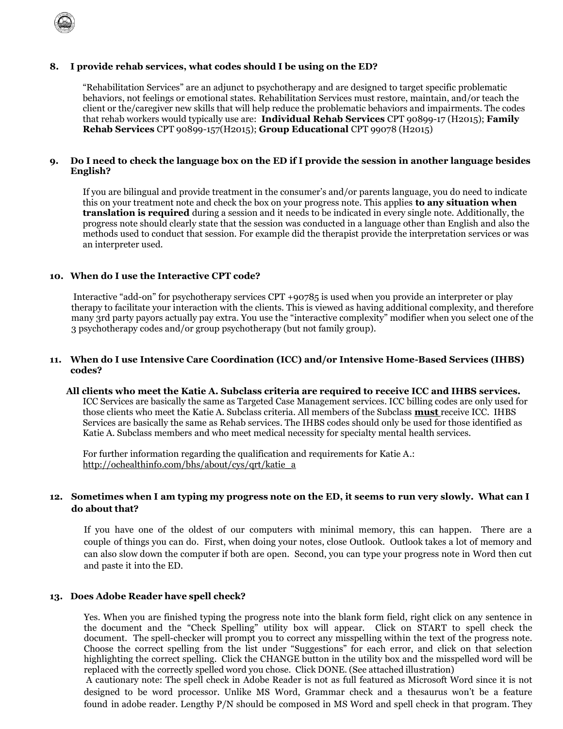**8. I provide rehab services, what codes should I be using on the ED?**

"Rehabilitation Services" are an adjunct to psychotherapy and are designed to target specific problematic behaviors, not feelings or emotional states. Rehabilitation Services must restore, maintain, and/or teach the client or the/caregiver new skills that will help reduce the problematic behaviors and impairments. The codes that rehab workers would typically use are: **Individual Rehab Services** CPT 90899-17 (H2015); **Family Rehab Services** CPT 90899-157(H2015); **Group Educational** CPT 99078 (H2015)

**9. Do I need to check the language box on the ED if I provide the session in another language besides English?**

If you are bilingual and provide treatment in the consumer's and/or parents language, you do need to indicate this on your treatment note and check the box on your progress note. This applies **to any situation when translation is required** during a session and it needs to be indicated in every single note. Additionally, the progress note should clearly state that the session was conducted in a language other than English and also the methods used to conduct that session. For example did the therapist provide the interpretation services or was an interpreter used.

**10. When do I use the Interactive CPT code?**

Interactive "add-on" for psychotherapy services CPT +90785 is used when you provide an interpreter or play therapy to facilitate your interaction with the clients. This is viewed as having additional complexity, and therefore many 3rd party payors actually pay extra. You use the "interactive complexity" modifier when you select one of the 3 psychotherapy codes and/or group psychotherapy (but not family group).

**11. When do I use Intensive Care Coordination (ICC) and/or Intensive Home-Based Services (IHBS) codes?**

**All clients who meet the Katie A. Subclass criteria are required to receive ICC and IHBS services.** ICC Services are basically the same as Targeted Case Management services. ICC billing codes are only used for those clients who meet the Katie A. Subclass criteria. All members of the Subclass **must** receive ICC. IHBS Services are basically the same as Rehab services. The IHBS codes should only be used for those identified as Katie A. Subclass members and who meet medical necessity for specialty mental health services.

For further information regarding the qualification and requirements for Katie A.: http://ochealthinfo.com/bhs/about/cys/qrt/katie_a

**12. Sometimes when I am typing my progress note on the ED, it seems to run very slowly. What can I do about that?**

If you have one of the oldest of our computers with minimal memory, this can happen. There are a couple of things you can do. First, when doing your notes, close Outlook. Outlook takes a lot of memory and can also slow down the computer if both are open. Second, you can type your progress note in Word then cut and paste it into the ED.

**13. Does Adobe Reader have spell check?**

Yes. When you are finished typing the progress note into the blank form field, right click on any sentence in the document and the "Check Spelling" utility box will appear. Click on START to spell check the document. The spell-checker will prompt you to correct any misspelling within the text of the progress note. Choose the correct spelling from the list under "Suggestions" for each error, and click on that selection highlighting the correct spelling. Click the CHANGE button in the utility box and the misspelled word will be replaced with the correctly spelled word you chose. Click DONE. (See attached illustration)

A cautionary note: The spell check in Adobe Reader is NOT as full featured as Microsoft Word since it is not designed to be word processor. Unlike MS Word, Grammar check and a thesaurus won't be a feature found in adobe reader. Lengthy P/N should be composed in MS Word and spell check in that program. They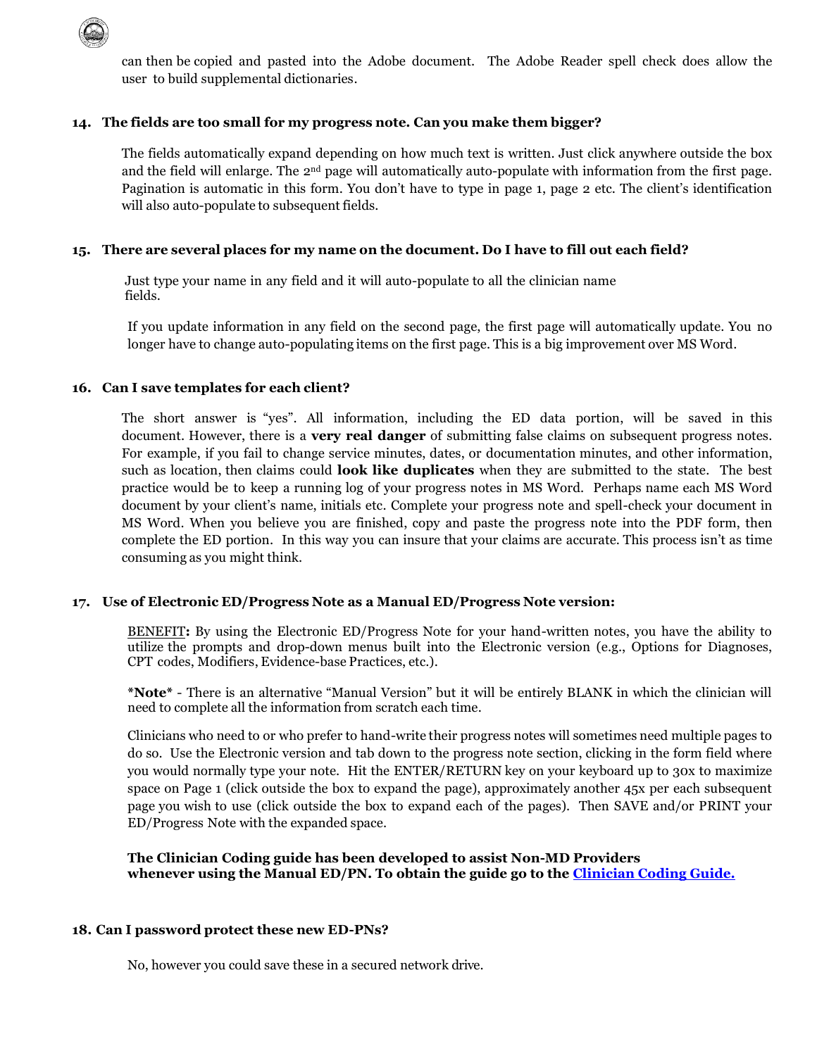can then be copied and pasted into the Adobe document. The Adobe Reader spell check does allow the user to build supplemental dictionaries.

**14. The fields are too small for my progress note. Can you make them bigger?**

The fields automatically expand depending on how much text is written. Just click anywhere outside the box and the field will enlarge. The 2nd page will automatically auto-populate with information from the first page. Pagination is automatic in this form. You don't have to type in page 1, page 2 etc. The client's identification will also auto-populate to subsequent fields.

**15. There are several places for my name on the document. Do I have to fill out each field?**

Just type your name in any field and it will auto-populate to all the clinician name fields.

If you update information in any field on the second page, the first page will automatically update. You no longer have to change auto-populating items on the first page. This is a big improvement over MS Word.

**16. Can I save templates for each client?**

The short answer is "yes". All information, including the ED data portion, will be saved in this document. However, there is a **very real danger** of submitting false claims on subsequent progress notes. For example, if you fail to change service minutes, dates, or documentation minutes, and other information, such as location, then claims could **look like duplicates** when they are submitted to the state. The best practice would be to keep a running log of your progress notes in MS Word. Perhaps name each MS Word document by your client's name, initials etc. Complete your progress note and spell-check your document in MS Word. When you believe you are finished, copy and paste the progress note into the PDF form, then complete the ED portion. In this way you can insure that your claims are accurate. This process isn't as time consuming as you might think.

**17. Use of Electronic ED/Progress Note as a Manual ED/Progress Note version:**

<u>BENEFIT</u>**:** By using the Electronic ED/Progress Note for your hand-written notes, you have the ability to utilize the prompts and drop-down menus built into the Electronic version (e.g., Options for Diagnoses, CPT codes, Modifiers, Evidence-base Practices, etc.).

***Note*** - There is an alternative "Manual Version" but it will be entirely BLANK in which the clinician will need to complete all the information from scratch each time.

Clinicians who need to or who prefer to hand-write their progress notes will sometimes need multiple pages to do so. Use the Electronic version and tab down to the progress note section, clicking in the form field where you would normally type your note. Hit the ENTER/RETURN key on your keyboard up to 30x to maximize space on Page 1 (click outside the box to expand the page), approximately another 45x per each subsequent page you wish to use (click outside the box to expand each of the pages). Then SAVE and/or PRINT your ED/Progress Note with the expanded space.

**The Clinician Coding guide has been developed to assist Non-MD Providers whenever using the Manual ED/PN. To obtain the guide go to the Clinician Coding Guide.**

**18. Can I password protect these new ED-PNs?**

No, however you could save these in a secured network drive.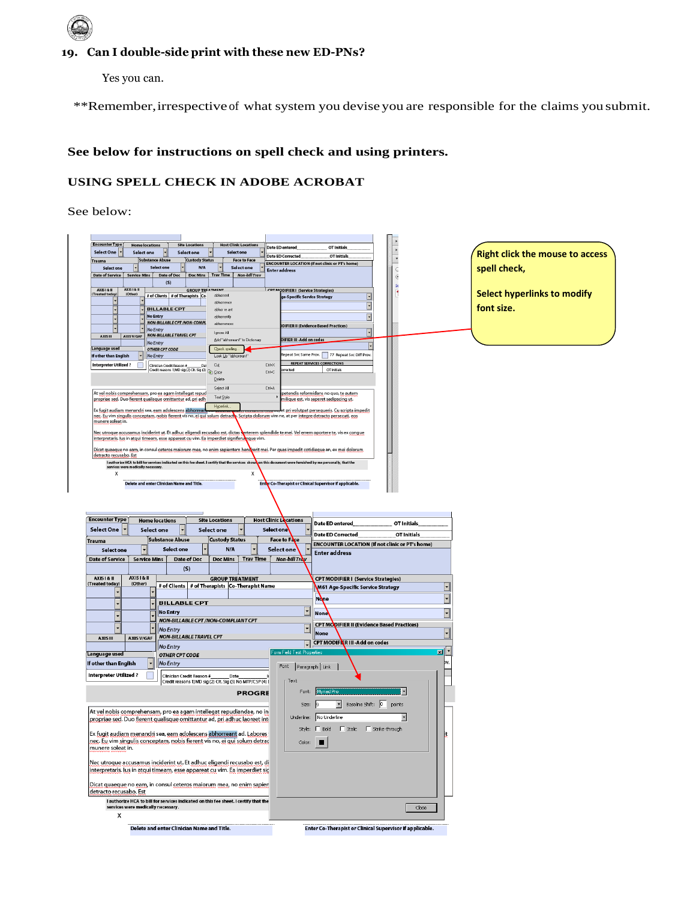## 19. Can I double-side print with these new ED-PNs?

Yes you can.

\*\*Remember, irrespective of what system you devise you are responsible for the claims you submit.

**See below for instructions on spell check and using printers.**

**USING SPELL CHECK IN ADOBE ACROBAT**

See below:

Right click the mouse to access spell check,

Select hyperlinks to modify font size.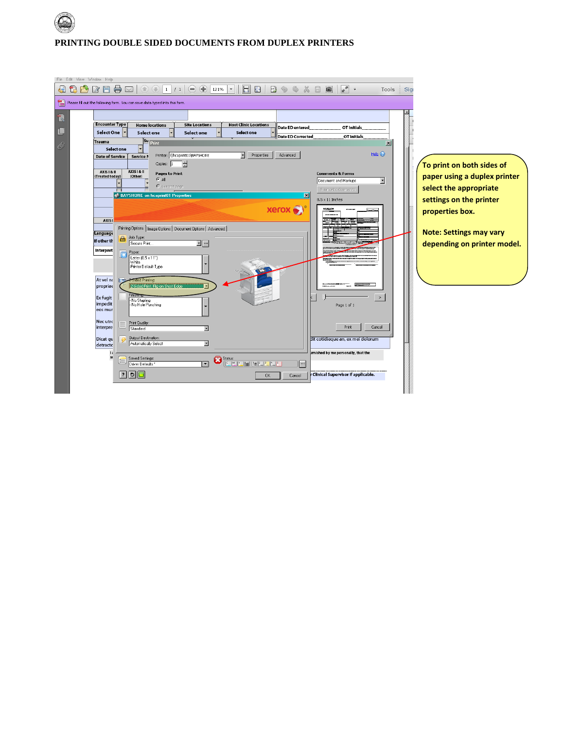# PRINTING DOUBLE SIDED DOCUMENTS FROM DUPLEX PRINTERS

**To print on both sides of paper using a duplex printer select the appropriate settings on the printer properties box.**

**Note: Settings may vary depending on printer model.**